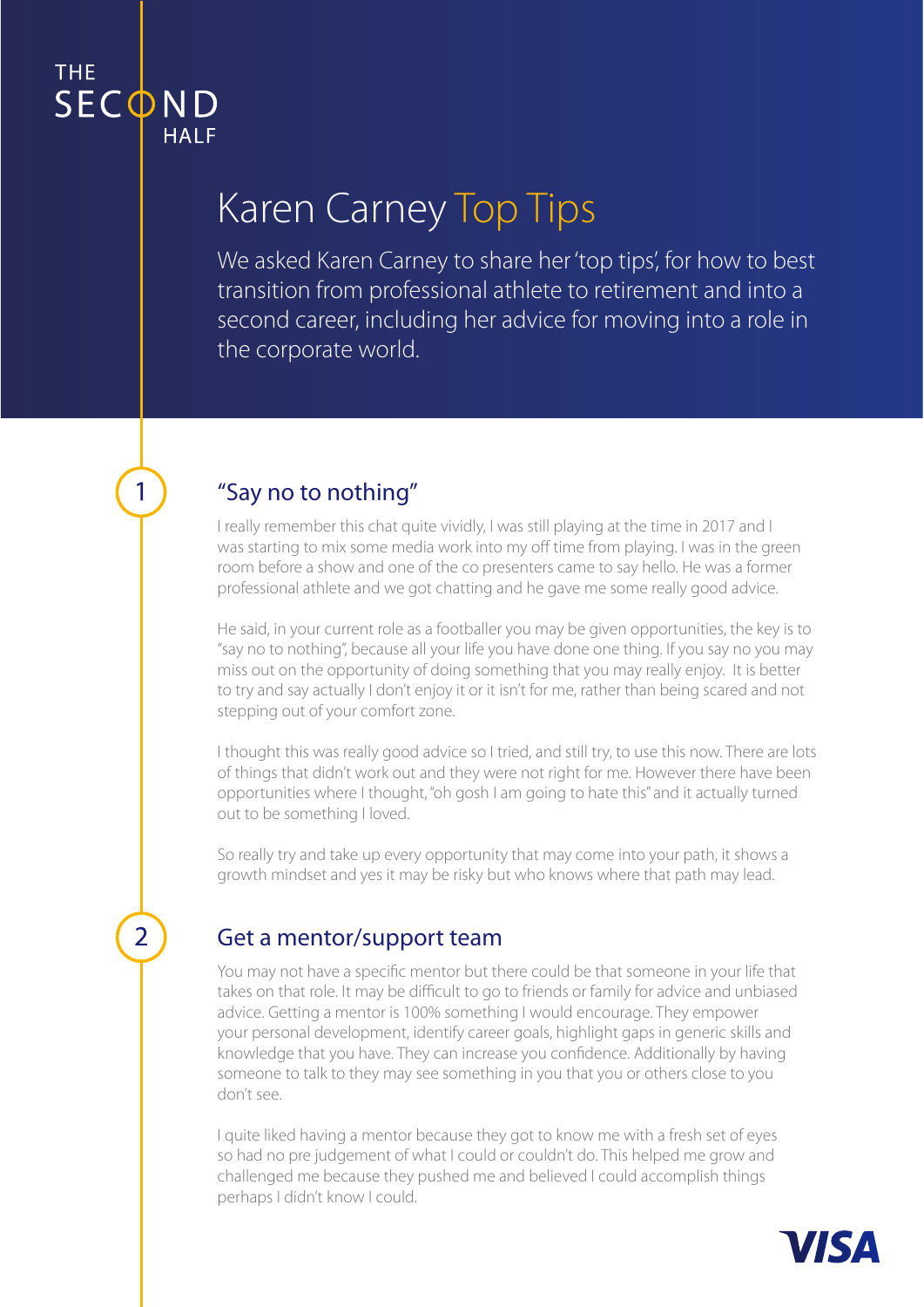THE SECOND HALF

# Karen Carney Top Tips

We asked Karen Carney to share her 'top tips', for how to best transition from professional athlete to retirement and into a second career, including her advice for moving into a role in the corporate world.

## 1 "Say no to nothing"

I really remember this chat quite vividly, I was still playing at the time in 2017 and I was starting to mix some media work into my off time from playing. I was in the green room before a show and one of the co presenters came to say hello. He was a former professional athlete and we got chatting and he gave me some really good advice.

He said, in your current role as a footballer you may be given opportunities, the key is to "say no to nothing", because all your life you have done one thing. If you say no you may miss out on the opportunity of doing something that you may really enjoy. It is better to try and say actually I don't enjoy it or it isn't for me, rather than being scared and not stepping out of your comfort zone.

I thought this was really good advice so I tried, and still try, to use this now. There are lots of things that didn't work out and they were not right for me. However there have been opportunities where I thought, "oh gosh I am going to hate this" and it actually turned out to be something I loved.

So really try and take up every opportunity that may come into your path, it shows a growth mindset and yes it may be risky but who knows where that path may lead.

## 2 Get a mentor/support team

You may not have a specific mentor but there could be that someone in your life that takes on that role. It may be difficult to go to friends or family for advice and unbiased advice. Getting a mentor is 100% something I would encourage. They empower your personal development, identify career goals, highlight gaps in generic skills and knowledge that you have. They can increase you confidence. Additionally by having someone to talk to they may see something in you that you or others close to you don't see.

I quite liked having a mentor because they got to know me with a fresh set of eyes so had no pre judgement of what I could or couldn't do. This helped me grow and challenged me because they pushed me and believed I could accomplish things perhaps I didn't know I could.

VISA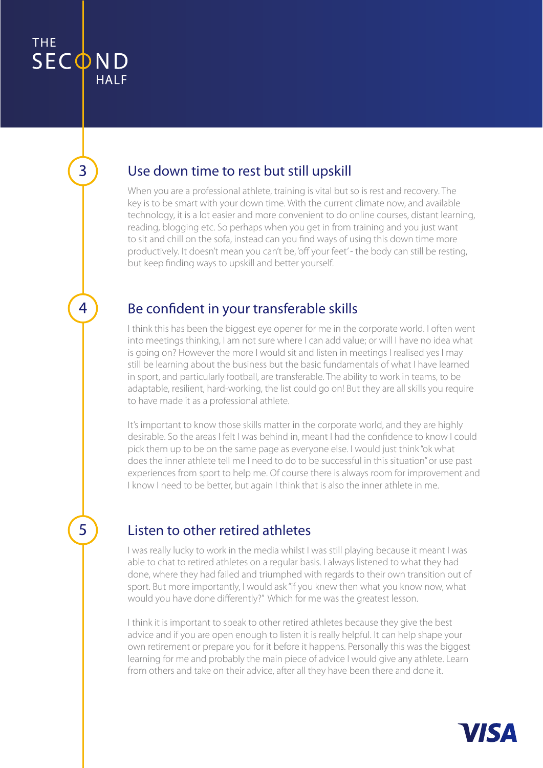## 3 Use down time to rest but still upskill

When you are a professional athlete, training is vital but so is rest and recovery. The key is to be smart with your down time. With the current climate now, and available technology, it is a lot easier and more convenient to do online courses, distant learning, reading, blogging etc. So perhaps when you get in from training and you just want to sit and chill on the sofa, instead can you find ways of using this down time more productively. It doesn't mean you can't be, 'off your feet' - the body can still be resting, but keep finding ways to upskill and better yourself.

## 4 Be confident in your transferable skills

I think this has been the biggest eye opener for me in the corporate world. I often went into meetings thinking, I am not sure where I can add value; or will I have no idea what is going on? However the more I would sit and listen in meetings I realised yes I may still be learning about the business but the basic fundamentals of what I have learned in sport, and particularly football, are transferable. The ability to work in teams, to be adaptable, resilient, hard-working, the list could go on! But they are all skills you require to have made it as a professional athlete.

It's important to know those skills matter in the corporate world, and they are highly desirable. So the areas I felt I was behind in, meant I had the confidence to know I could pick them up to be on the same page as everyone else. I would just think "ok what does the inner athlete tell me I need to do to be successful in this situation" or use past experiences from sport to help me. Of course there is always room for improvement and I know I need to be better, but again I think that is also the inner athlete in me.

## 5 Listen to other retired athletes

I was really lucky to work in the media whilst I was still playing because it meant I was able to chat to retired athletes on a regular basis. I always listened to what they had done, where they had failed and triumphed with regards to their own transition out of sport. But more importantly, I would ask "if you knew then what you know now, what would you have done differently?" Which for me was the greatest lesson.

I think it is important to speak to other retired athletes because they give the best advice and if you are open enough to listen it is really helpful. It can help shape your own retirement or prepare you for it before it happens. Personally this was the biggest learning for me and probably the main piece of advice I would give any athlete. Learn from others and take on their advice, after all they have been there and done it.